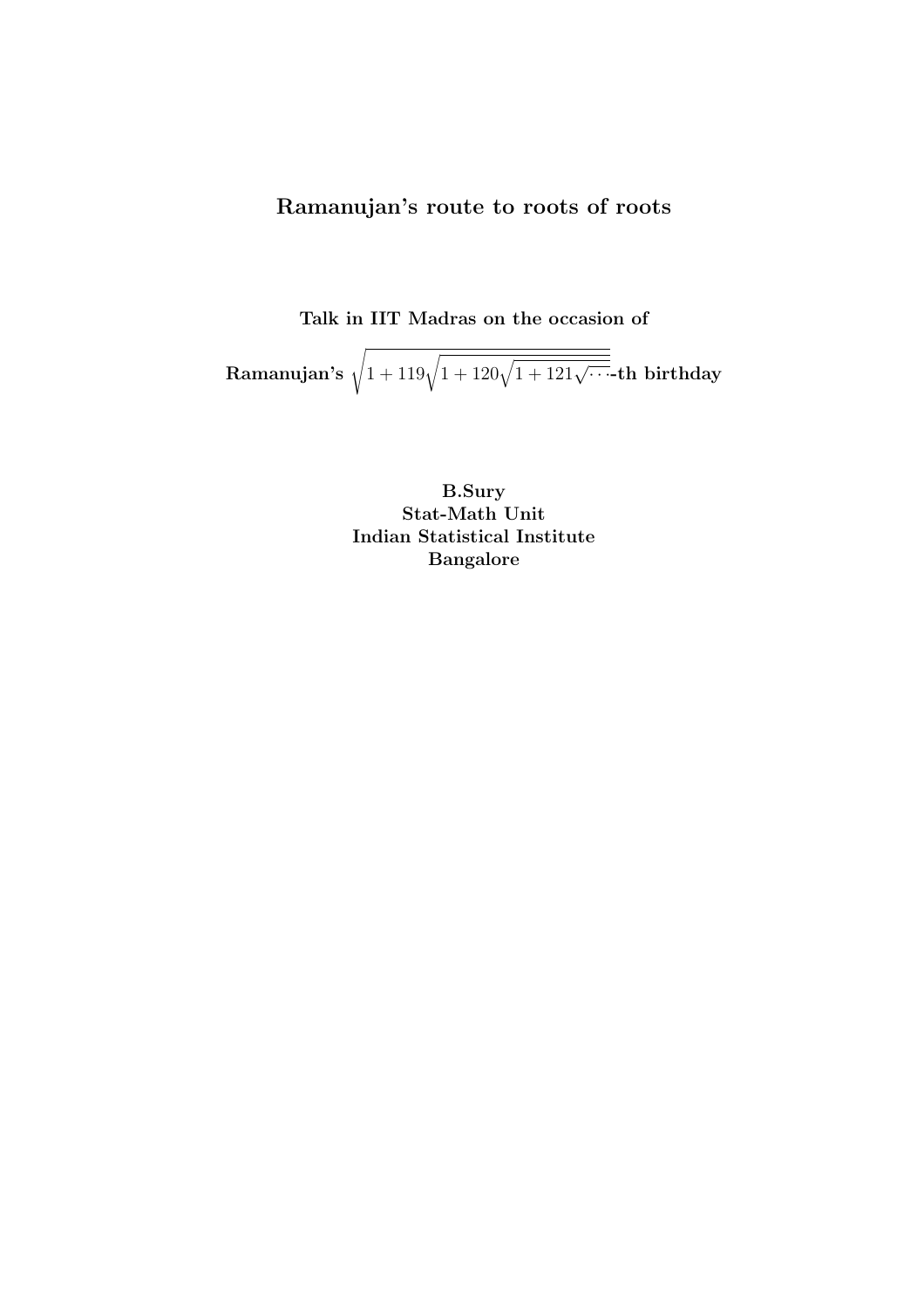# Ramanujan's route to roots of roots

**Talk in IIT Madras on the occasion of**

**Ramanujan's** $\sqrt{1+119\sqrt{1+120\sqrt{1+121\sqrt{\cdots}}}}$**-th birthday**

**B.Sury**
**Stat-Math Unit**
**Indian Statistical Institute**
**Bangalore**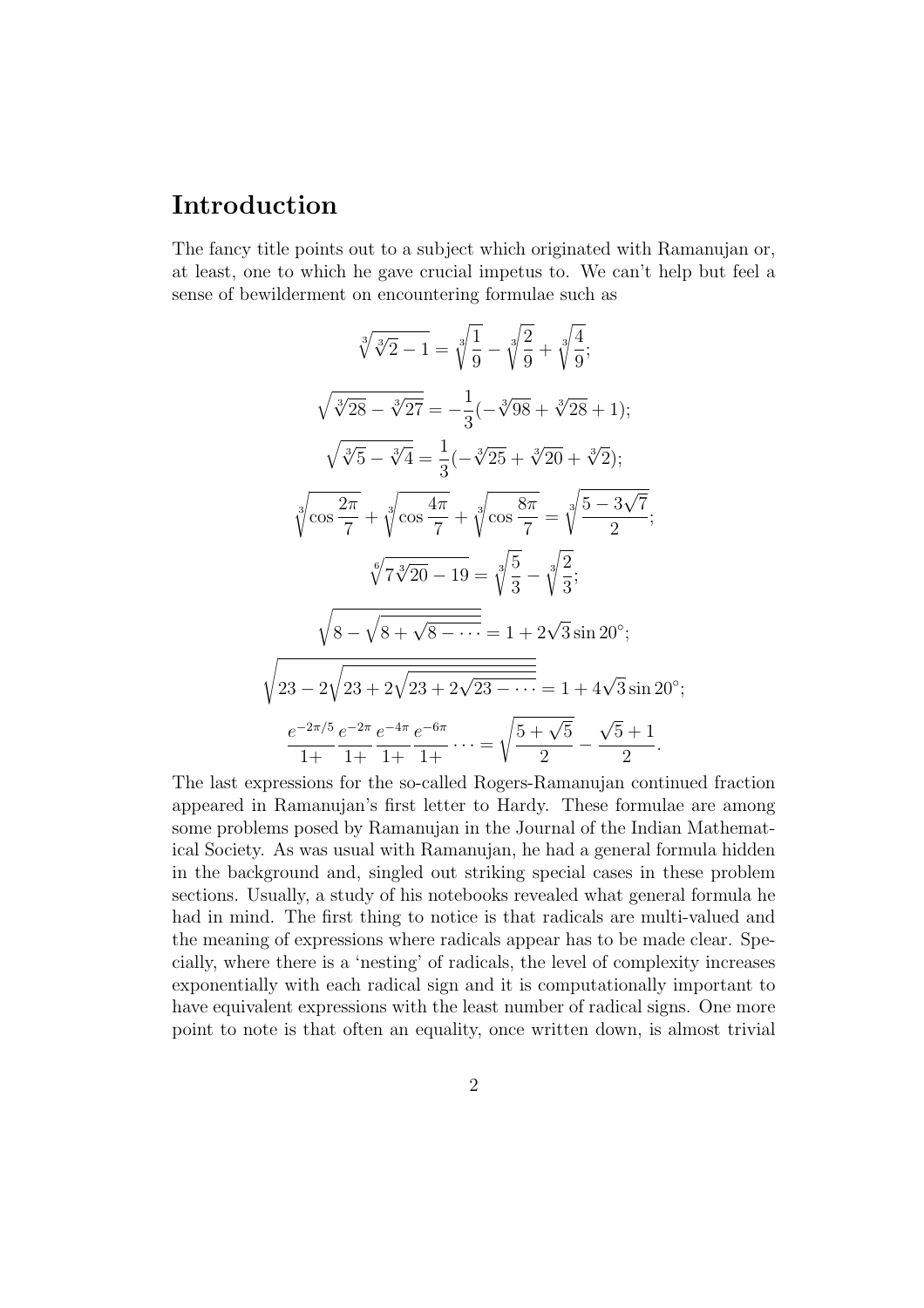## Introduction

The fancy title points out to a subject which originated with Ramanujan or, at least, one to which he gave crucial impetus to. We can't help but feel a sense of bewilderment on encountering formulae such as

$$\sqrt[3]{\sqrt[3]{2}-1} = \sqrt[3]{\frac{1}{9}} - \sqrt[3]{\frac{2}{9}} + \sqrt[3]{\frac{4}{9}};$$

$$\sqrt{\sqrt[3]{28}-\sqrt[3]{27}} = -\frac{1}{3}(-\sqrt[3]{98}+\sqrt[3]{28}+1);$$

$$\sqrt{\sqrt[3]{5}-\sqrt[3]{4}} = \frac{1}{3}(-\sqrt[3]{25}+\sqrt[3]{20}+\sqrt[3]{2});$$

$$\sqrt[3]{\cos\frac{2\pi}{7}} + \sqrt[3]{\cos\frac{4\pi}{7}} + \sqrt[3]{\cos\frac{8\pi}{7}} = \sqrt[3]{\frac{5-3\sqrt{7}}{2}};$$

$$\sqrt[6]{7\sqrt[3]{20}-19} = \sqrt[3]{\frac{5}{3}} - \sqrt[3]{\frac{2}{3}};$$

$$\sqrt{8-\sqrt{8+\sqrt{8-\cdots}}} = 1+2\sqrt{3}\sin 20^\circ;$$

$$\sqrt{23-2\sqrt{23+2\sqrt{23+2\sqrt{23-\cdots}}}} = 1+4\sqrt{3}\sin 20^\circ;$$

$$\frac{e^{-2\pi/5}}{1+}\,\frac{e^{-2\pi}}{1+}\,\frac{e^{-4\pi}}{1+}\,\frac{e^{-6\pi}}{1+}\cdots = \sqrt{\frac{5+\sqrt{5}}{2}} - \frac{\sqrt{5}+1}{2}.$$

The last expressions for the so-called Rogers-Ramanujan continued fraction appeared in Ramanujan's first letter to Hardy. These formulae are among some problems posed by Ramanujan in the Journal of the Indian Mathematical Society. As was usual with Ramanujan, he had a general formula hidden in the background and, singled out striking special cases in these problem sections. Usually, a study of his notebooks revealed what general formula he had in mind. The first thing to notice is that radicals are multi-valued and the meaning of expressions where radicals appear has to be made clear. Specially, where there is a 'nesting' of radicals, the level of complexity increases exponentially with each radical sign and it is computationally important to have equivalent expressions with the least number of radical signs. One more point to note is that often an equality, once written down, is almost trivial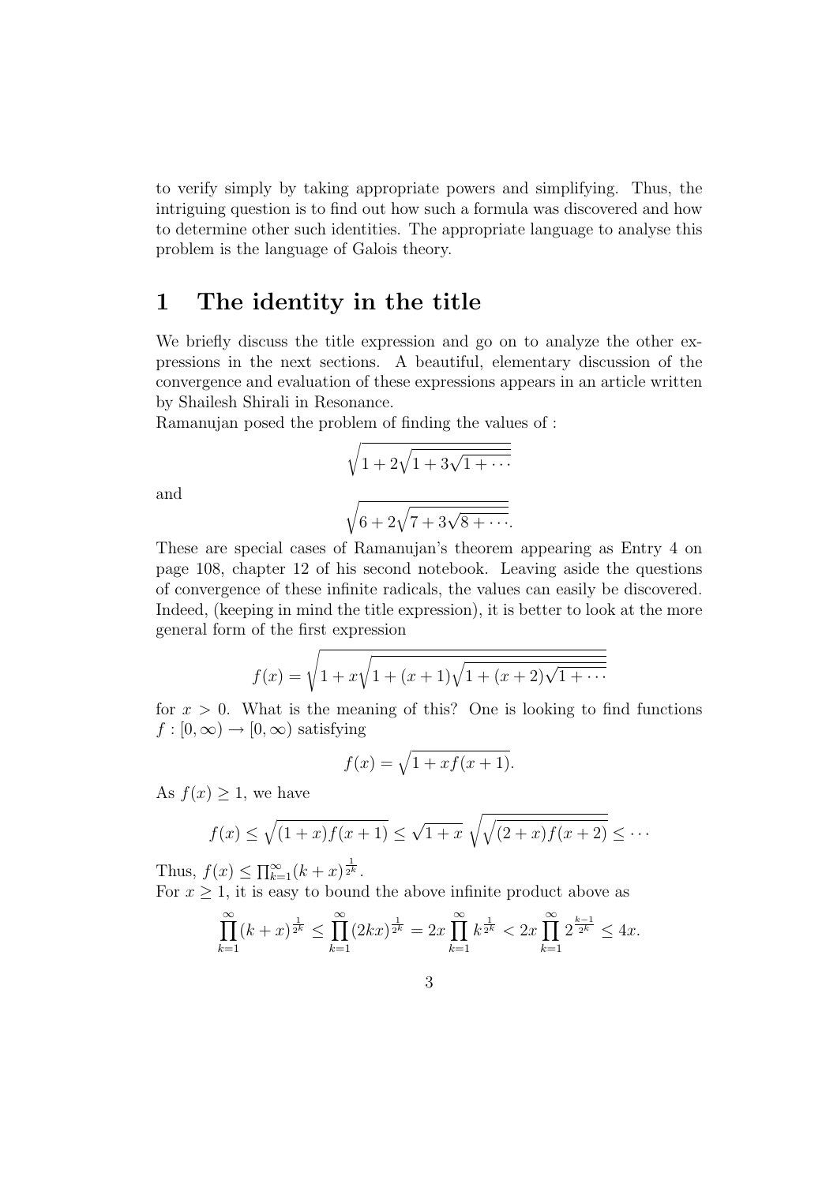to verify simply by taking appropriate powers and simplifying. Thus, the intriguing question is to find out how such a formula was discovered and how to determine other such identities. The appropriate language to analyse this problem is the language of Galois theory.

# 1 The identity in the title

We briefly discuss the title expression and go on to analyze the other expressions in the next sections. A beautiful, elementary discussion of the convergence and evaluation of these expressions appears in an article written by Shailesh Shirali in Resonance.

Ramanujan posed the problem of finding the values of :

$$\sqrt{1+2\sqrt{1+3\sqrt{1+\cdots}}}$$

and

$$\sqrt{6+2\sqrt{7+3\sqrt{8+\cdots}}}.$$

These are special cases of Ramanujan's theorem appearing as Entry 4 on page 108, chapter 12 of his second notebook. Leaving aside the questions of convergence of these infinite radicals, the values can easily be discovered. Indeed, (keeping in mind the title expression), it is better to look at the more general form of the first expression

$$f(x) = \sqrt{1+x\sqrt{1+(x+1)\sqrt{1+(x+2)\sqrt{1+\cdots}}}}$$

for $x > 0$. What is the meaning of this? One is looking to find functions $f : [0,\infty) \to [0,\infty)$ satisfying

$$f(x) = \sqrt{1+xf(x+1)}.$$

As $f(x) \geq 1$, we have

$$f(x) \leq \sqrt{(1+x)f(x+1)} \leq \sqrt{1+x}\ \sqrt{\sqrt{(2+x)f(x+2)}} \leq \cdots$$

Thus, $f(x) \leq \prod_{k=1}^{\infty}(k+x)^{\frac{1}{2^k}}$.

For $x \geq 1$, it is easy to bound the above infinite product above as

$$\prod_{k=1}^{\infty}(k+x)^{\frac{1}{2^k}} \leq \prod_{k=1}^{\infty}(2kx)^{\frac{1}{2^k}} = 2x\prod_{k=1}^{\infty}k^{\frac{1}{2^k}} < 2x\prod_{k=1}^{\infty}2^{\frac{k-1}{2^k}} \leq 4x.$$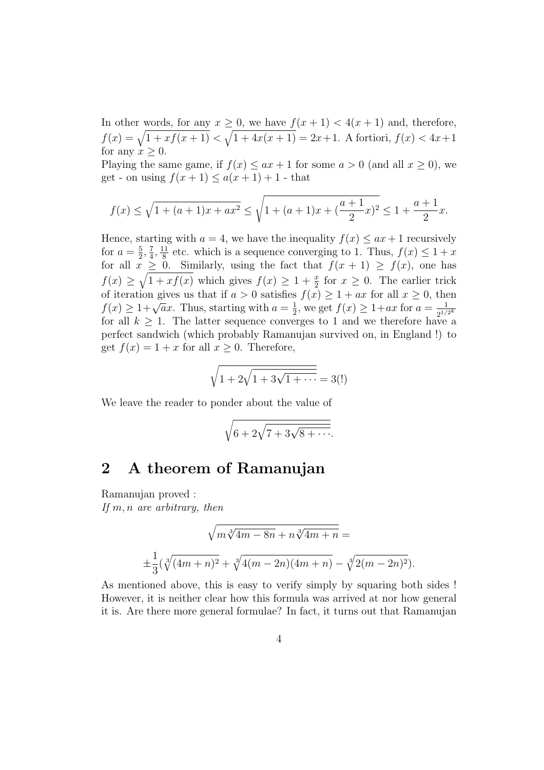In other words, for any $x \geq 0$, we have $f(x+1) < 4(x+1)$ and, therefore, $f(x) = \sqrt{1 + xf(x+1)} < \sqrt{1 + 4x(x+1)} = 2x+1$. A fortiori, $f(x) < 4x+1$ for any $x \geq 0$.

Playing the same game, if $f(x) \leq ax + 1$ for some $a > 0$ (and all $x \geq 0$), we get - on using $f(x+1) \leq a(x+1)+1$ - that

$$f(x) \leq \sqrt{1 + (a+1)x + ax^2} \leq \sqrt{1 + (a+1)x + (\frac{a+1}{2}x)^2} \leq 1 + \frac{a+1}{2}x.$$

Hence, starting with $a = 4$, we have the inequality $f(x) \leq ax + 1$ recursively for $a = \frac{5}{2}, \frac{7}{4}, \frac{11}{8}$ etc. which is a sequence converging to 1. Thus, $f(x) \leq 1 + x$ for all $x \geq 0$. Similarly, using the fact that $f(x+1) \geq f(x)$, one has $f(x) \geq \sqrt{1 + xf(x)}$ which gives $f(x) \geq 1 + \frac{x}{2}$ for $x \geq 0$. The earlier trick of iteration gives us that if $a > 0$ satisfies $f(x) \geq 1 + ax$ for all $x \geq 0$, then $f(x) \geq 1 + \sqrt{a}x$. Thus, starting with $a = \frac{1}{2}$, we get $f(x) \geq 1 + ax$ for $a = \frac{1}{2^{1/2^k}}$ for all $k \geq 1$. The latter sequence converges to 1 and we therefore have a perfect sandwich (which probably Ramanujan survived on, in England !) to get $f(x) = 1 + x$ for all $x \geq 0$. Therefore,

$$\sqrt{1 + 2\sqrt{1 + 3\sqrt{1 + \cdots}}} = 3(!)$$

We leave the reader to ponder about the value of

$$\sqrt{6 + 2\sqrt{7 + 3\sqrt{8 + \cdots}}}.$$

## 2 A theorem of Ramanujan

Ramanujan proved :

*If $m, n$ are arbitrary, then*

$$\sqrt{m\sqrt[3]{4m - 8n} + n\sqrt[3]{4m + n}} =$$

$$\pm\frac{1}{3}(\sqrt[3]{(4m+n)^2} + \sqrt[3]{4(m-2n)(4m+n)} - \sqrt[3]{2(m-2n)^2}).$$

As mentioned above, this is easy to verify simply by squaring both sides ! However, it is neither clear how this formula was arrived at nor how general it is. Are there more general formulae? In fact, it turns out that Ramanujan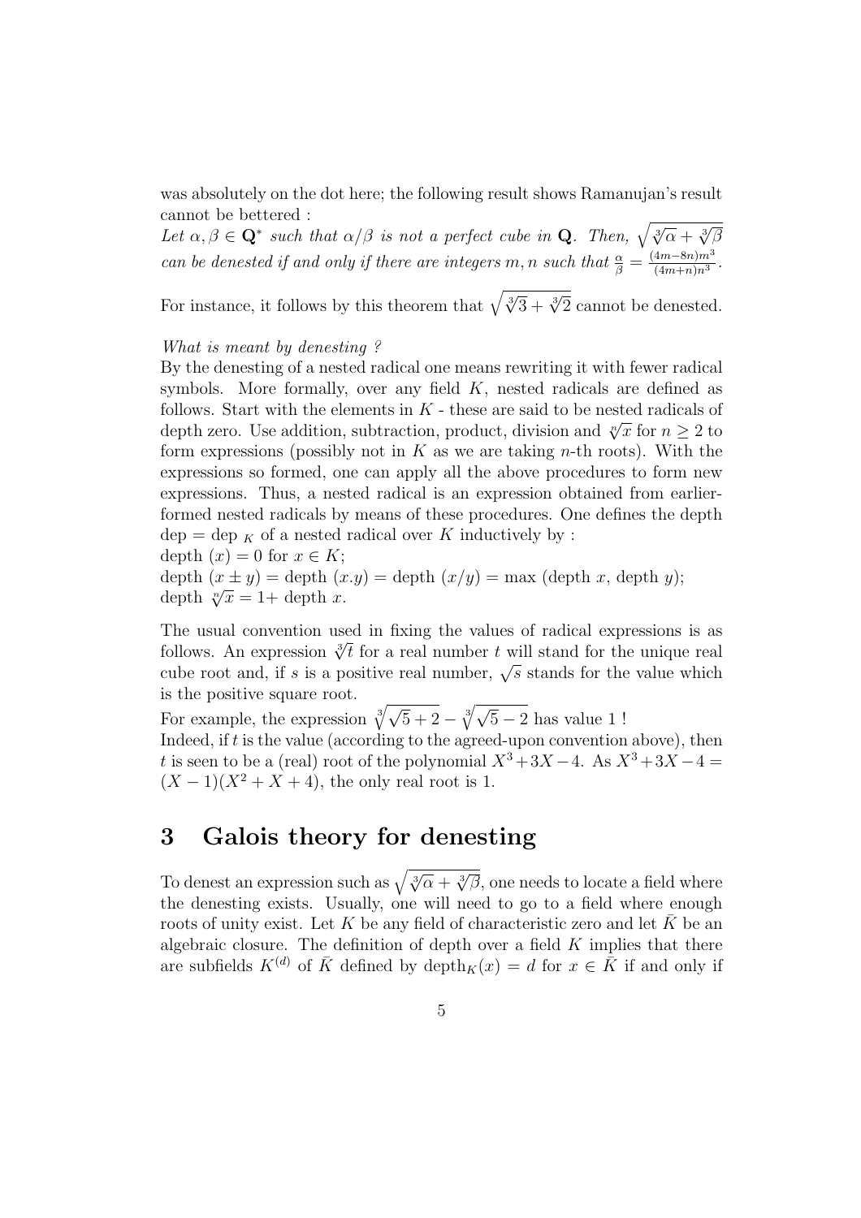was absolutely on the dot here; the following result shows Ramanujan's result cannot be bettered :

*Let $\alpha, \beta \in \mathbf{Q}^*$ such that $\alpha/\beta$ is not a perfect cube in $\mathbf{Q}$. Then, $\sqrt{\sqrt[3]{\alpha}+\sqrt[3]{\beta}}$ can be denested if and only if there are integers $m, n$ such that $\frac{\alpha}{\beta} = \frac{(4m-8n)m^3}{(4m+n)n^3}$.*

For instance, it follows by this theorem that $\sqrt{\sqrt[3]{3}+\sqrt[3]{2}}$ cannot be denested.

*What is meant by denesting ?*

By the denesting of a nested radical one means rewriting it with fewer radical symbols. More formally, over any field $K$, nested radicals are defined as follows. Start with the elements in $K$ - these are said to be nested radicals of depth zero. Use addition, subtraction, product, division and $\sqrt[n]{x}$ for $n \geq 2$ to form expressions (possibly not in $K$ as we are taking $n$-th roots). With the expressions so formed, one can apply all the above procedures to form new expressions. Thus, a nested radical is an expression obtained from earlier-formed nested radicals by means of these procedures. One defines the depth $\mathrm{dep} = \mathrm{dep}_K$ of a nested radical over $K$ inductively by :

depth $(x) = 0$ for $x \in K$;

depth $(x \pm y) =$ depth $(x.y) =$ depth $(x/y) = \max$ (depth $x$, depth $y$);

depth $\sqrt[n]{x} = 1+$ depth $x$.

The usual convention used in fixing the values of radical expressions is as follows. An expression $\sqrt[3]{t}$ for a real number $t$ will stand for the unique real cube root and, if $s$ is a positive real number, $\sqrt{s}$ stands for the value which is the positive square root.

For example, the expression $\sqrt[3]{\sqrt{5}+2} - \sqrt[3]{\sqrt{5}-2}$ has value 1 !

Indeed, if $t$ is the value (according to the agreed-upon convention above), then $t$ is seen to be a (real) root of the polynomial $X^3+3X-4$. As $X^3+3X-4 = (X-1)(X^2+X+4)$, the only real root is 1.

## 3 Galois theory for denesting

To denest an expression such as $\sqrt{\sqrt[3]{\alpha}+\sqrt[3]{\beta}}$, one needs to locate a field where the denesting exists. Usually, one will need to go to a field where enough roots of unity exist. Let $K$ be any field of characteristic zero and let $\bar{K}$ be an algebraic closure. The definition of depth over a field $K$ implies that there are subfields $K^{(d)}$ of $\bar{K}$ defined by $\mathrm{depth}_K(x) = d$ for $x \in \bar{K}$ if and only if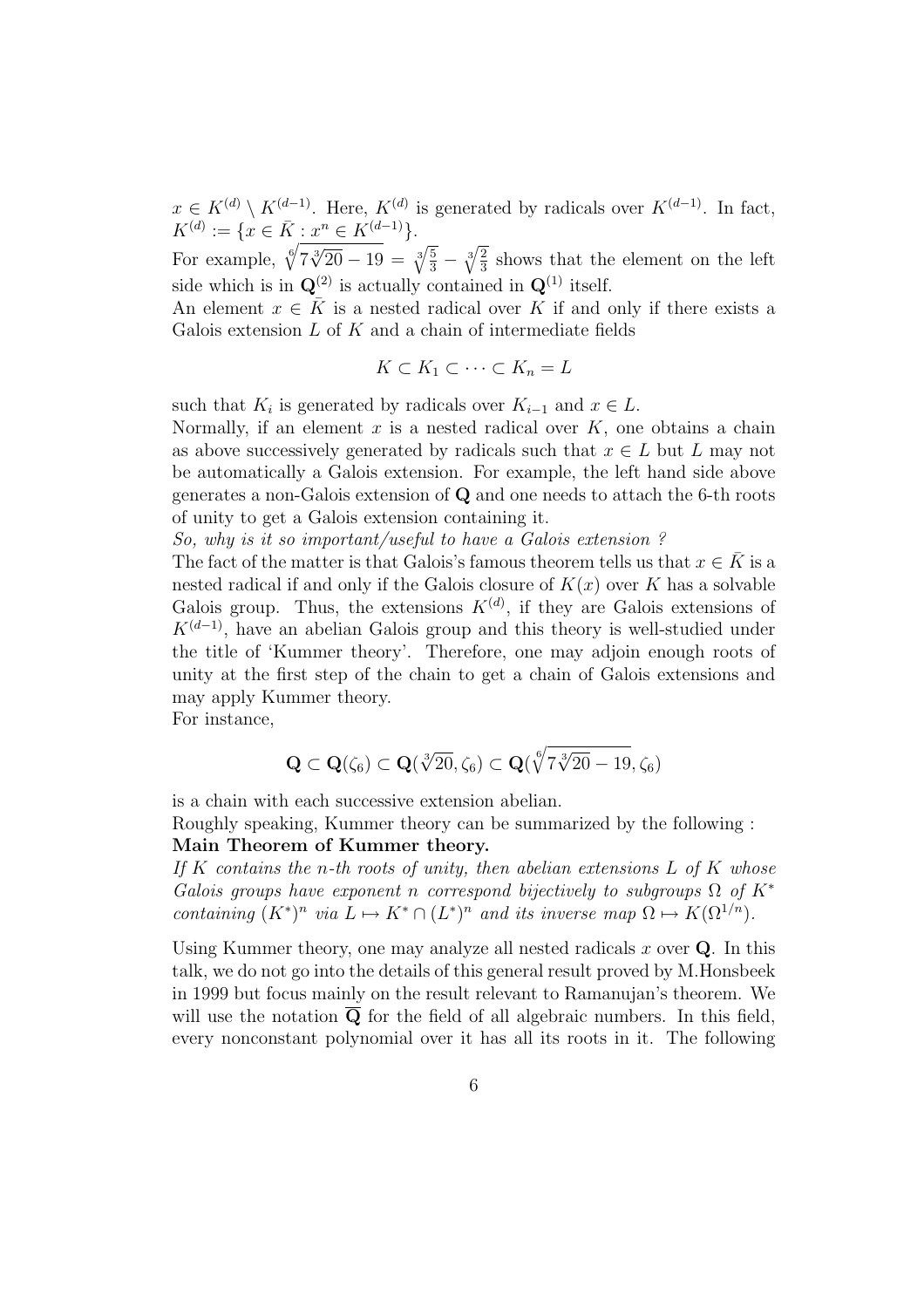$x \in K^{(d)} \setminus K^{(d-1)}$. Here, $K^{(d)}$ is generated by radicals over $K^{(d-1)}$. In fact, $K^{(d)} := \{x \in \bar{K} : x^n \in K^{(d-1)}\}$.

For example, $\sqrt[6]{7\sqrt[3]{20} - 19} = \sqrt[3]{\frac{5}{3}} - \sqrt[3]{\frac{2}{3}}$ shows that the element on the left side which is in $\mathbf{Q}^{(2)}$ is actually contained in $\mathbf{Q}^{(1)}$ itself.

An element $x \in \bar{K}$ is a nested radical over $K$ if and only if there exists a Galois extension $L$ of $K$ and a chain of intermediate fields

$$K \subset K_1 \subset \cdots \subset K_n = L$$

such that $K_i$ is generated by radicals over $K_{i-1}$ and $x \in L$.

Normally, if an element $x$ is a nested radical over $K$, one obtains a chain as above successively generated by radicals such that $x \in L$ but $L$ may not be automatically a Galois extension. For example, the left hand side above generates a non-Galois extension of $\mathbf{Q}$ and one needs to attach the 6-th roots of unity to get a Galois extension containing it.

*So, why is it so important/useful to have a Galois extension ?*

The fact of the matter is that Galois's famous theorem tells us that $x \in \bar{K}$ is a nested radical if and only if the Galois closure of $K(x)$ over $K$ has a solvable Galois group. Thus, the extensions $K^{(d)}$, if they are Galois extensions of $K^{(d-1)}$, have an abelian Galois group and this theory is well-studied under the title of 'Kummer theory'. Therefore, one may adjoin enough roots of unity at the first step of the chain to get a chain of Galois extensions and may apply Kummer theory.

For instance,

$$\mathbf{Q} \subset \mathbf{Q}(\zeta_6) \subset \mathbf{Q}(\sqrt[3]{20}, \zeta_6) \subset \mathbf{Q}(\sqrt[6]{7\sqrt[3]{20} - 19}, \zeta_6)$$

is a chain with each successive extension abelian.

Roughly speaking, Kummer theory can be summarized by the following :

**Main Theorem of Kummer theory.**

*If $K$ contains the $n$-th roots of unity, then abelian extensions $L$ of $K$ whose Galois groups have exponent $n$ correspond bijectively to subgroups $\Omega$ of $K^*$ containing $(K^*)^n$ via $L \mapsto K^* \cap (L^*)^n$ and its inverse map $\Omega \mapsto K(\Omega^{1/n})$.*

Using Kummer theory, one may analyze all nested radicals $x$ over $\mathbf{Q}$. In this talk, we do not go into the details of this general result proved by M.Honsbeek in 1999 but focus mainly on the result relevant to Ramanujan's theorem. We will use the notation $\overline{\mathbf{Q}}$ for the field of all algebraic numbers. In this field, every nonconstant polynomial over it has all its roots in it. The following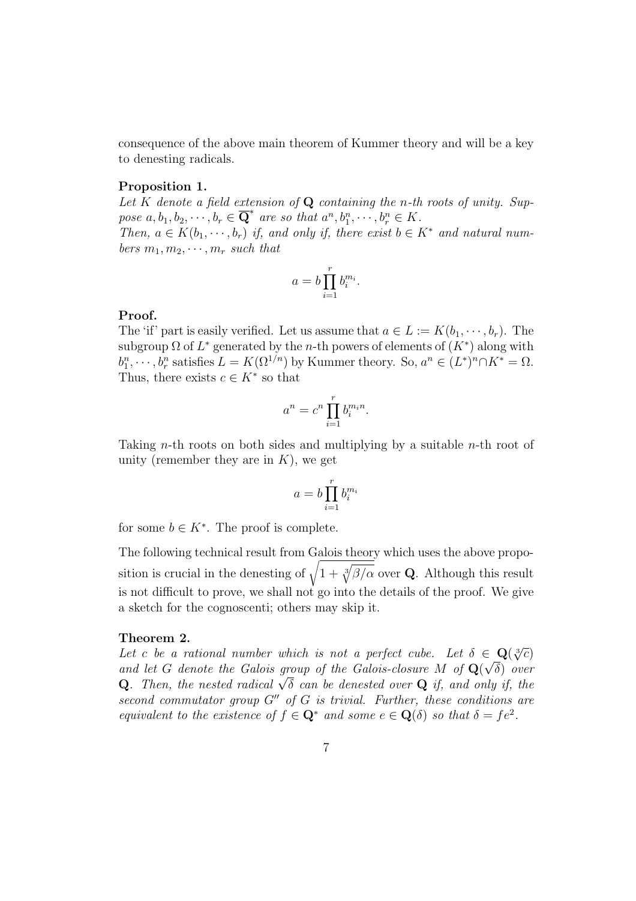consequence of the above main theorem of Kummer theory and will be a key to denesting radicals.

**Proposition 1.**

*Let $K$ denote a field extension of $\mathbf{Q}$ containing the $n$-th roots of unity. Suppose $a, b_1, b_2, \cdots, b_r \in \overline{\mathbf{Q}}^*$ are so that $a^n, b_1^n, \cdots, b_r^n \in K$.*
*Then, $a \in K(b_1, \cdots, b_r)$ if, and only if, there exist $b \in K^*$ and natural numbers $m_1, m_2, \cdots, m_r$ such that*

$$a = b \prod_{i=1}^{r} b_i^{m_i}.$$

**Proof.**

The 'if' part is easily verified. Let us assume that $a \in L := K(b_1, \cdots, b_r)$. The subgroup $\Omega$ of $L^*$ generated by the $n$-th powers of elements of $(K^*)$ along with $b_1^n, \cdots, b_r^n$ satisfies $L = K(\Omega^{1/n})$ by Kummer theory. So, $a^n \in (L^*)^n \cap K^* = \Omega$. Thus, there exists $c \in K^*$ so that

$$a^n = c^n \prod_{i=1}^{r} b_i^{m_i n}.$$

Taking $n$-th roots on both sides and multiplying by a suitable $n$-th root of unity (remember they are in $K$), we get

$$a = b \prod_{i=1}^{r} b_i^{m_i}$$

for some $b \in K^*$. The proof is complete.

The following technical result from Galois theory which uses the above proposition is crucial in the denesting of $\sqrt{1 + \sqrt[3]{\beta/\alpha}}$ over $\mathbf{Q}$. Although this result is not difficult to prove, we shall not go into the details of the proof. We give a sketch for the cognoscenti; others may skip it.

**Theorem 2.**

*Let $c$ be a rational number which is not a perfect cube. Let $\delta \in \mathbf{Q}(\sqrt[3]{c})$ and let $G$ denote the Galois group of the Galois-closure $M$ of $\mathbf{Q}(\sqrt{\delta})$ over $\mathbf{Q}$. Then, the nested radical $\sqrt{\delta}$ can be denested over $\mathbf{Q}$ if, and only if, the second commutator group $G''$ of $G$ is trivial. Further, these conditions are equivalent to the existence of $f \in \mathbf{Q}^*$ and some $e \in \mathbf{Q}(\delta)$ so that $\delta = fe^2$.*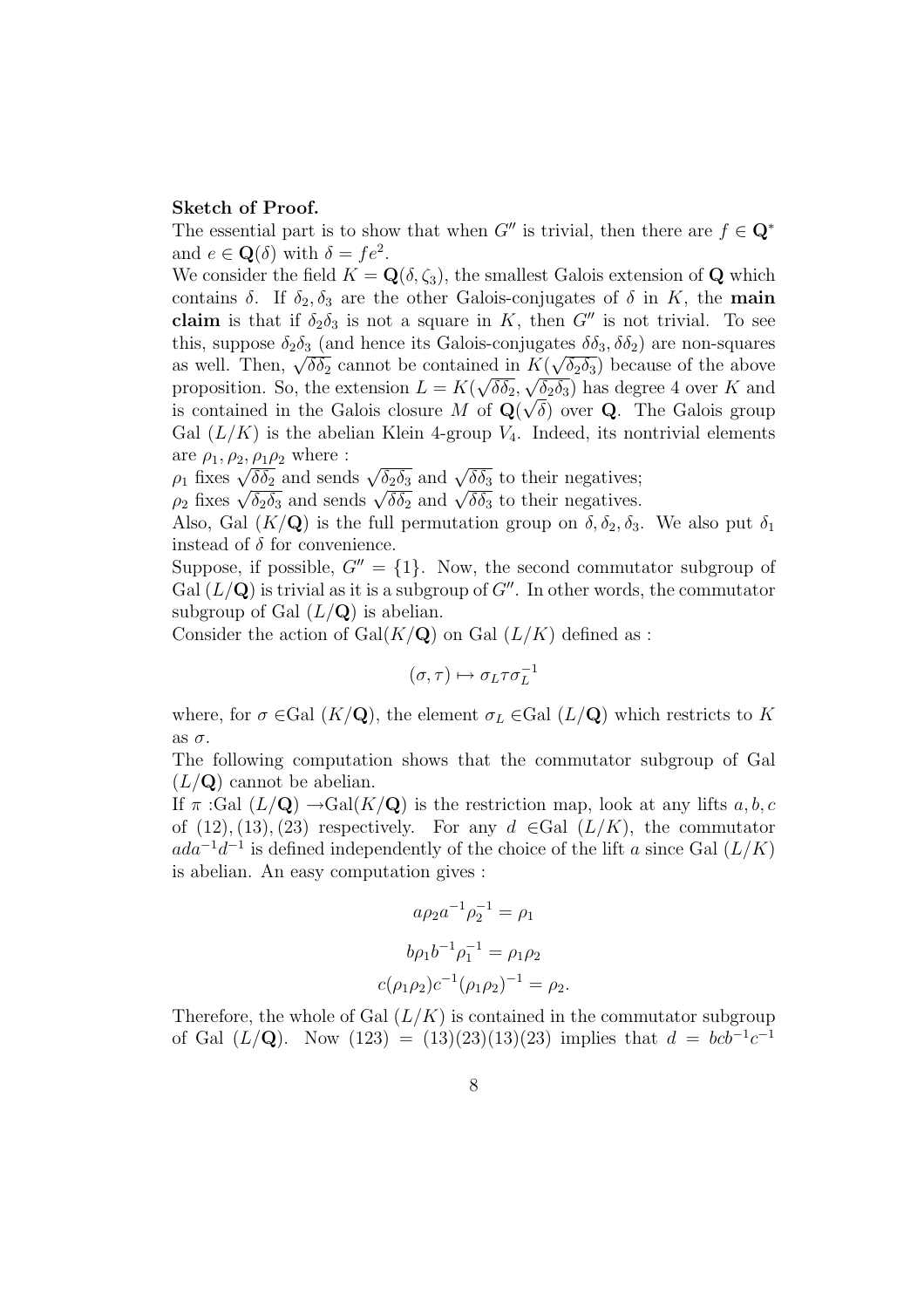**Sketch of Proof.**

The essential part is to show that when $G''$ is trivial, then there are $f \in \mathbf{Q}^*$ and $e \in \mathbf{Q}(\delta)$ with $\delta = fe^2$.

We consider the field $K = \mathbf{Q}(\delta, \zeta_3)$, the smallest Galois extension of $\mathbf{Q}$ which contains $\delta$. If $\delta_2, \delta_3$ are the other Galois-conjugates of $\delta$ in $K$, the **main claim** is that if $\delta_2\delta_3$ is not a square in $K$, then $G''$ is not trivial. To see this, suppose $\delta_2\delta_3$ (and hence its Galois-conjugates $\delta\delta_3, \delta\delta_2$) are non-squares as well. Then, $\sqrt{\delta\delta_2}$ cannot be contained in $K(\sqrt{\delta_2\delta_3})$ because of the above proposition. So, the extension $L = K(\sqrt{\delta\delta_2}, \sqrt{\delta_2\delta_3})$ has degree 4 over $K$ and is contained in the Galois closure $M$ of $\mathbf{Q}(\sqrt{\delta})$ over $\mathbf{Q}$. The Galois group Gal $(L/K)$ is the abelian Klein 4-group $V_4$. Indeed, its nontrivial elements are $\rho_1, \rho_2, \rho_1\rho_2$ where :

$\rho_1$ fixes $\sqrt{\delta\delta_2}$ and sends $\sqrt{\delta_2\delta_3}$ and $\sqrt{\delta\delta_3}$ to their negatives;

$\rho_2$ fixes $\sqrt{\delta_2\delta_3}$ and sends $\sqrt{\delta\delta_2}$ and $\sqrt{\delta\delta_3}$ to their negatives.

Also, Gal $(K/\mathbf{Q})$ is the full permutation group on $\delta, \delta_2, \delta_3$. We also put $\delta_1$ instead of $\delta$ for convenience.

Suppose, if possible, $G'' = \{1\}$. Now, the second commutator subgroup of Gal $(L/\mathbf{Q})$ is trivial as it is a subgroup of $G''$. In other words, the commutator subgroup of Gal $(L/\mathbf{Q})$ is abelian.

Consider the action of Gal$(K/\mathbf{Q})$ on Gal $(L/K)$ defined as :

$$(\sigma, \tau) \mapsto \sigma_L \tau \sigma_L^{-1}$$

where, for $\sigma \in$Gal $(K/\mathbf{Q})$, the element $\sigma_L \in$Gal $(L/\mathbf{Q})$ which restricts to $K$ as $\sigma$.

The following computation shows that the commutator subgroup of Gal $(L/\mathbf{Q})$ cannot be abelian.

If $\pi$ :Gal $(L/\mathbf{Q}) \to$Gal$(K/\mathbf{Q})$ is the restriction map, look at any lifts $a, b, c$ of $(12), (13), (23)$ respectively. For any $d \in$Gal $(L/K)$, the commutator $ada^{-1}d^{-1}$ is defined independently of the choice of the lift $a$ since Gal $(L/K)$ is abelian. An easy computation gives :

$$a\rho_2 a^{-1}\rho_2^{-1} = \rho_1$$

$$b\rho_1 b^{-1}\rho_1^{-1} = \rho_1\rho_2$$

$$c(\rho_1\rho_2)c^{-1}(\rho_1\rho_2)^{-1} = \rho_2.$$

Therefore, the whole of Gal $(L/K)$ is contained in the commutator subgroup of Gal $(L/\mathbf{Q})$. Now $(123) = (13)(23)(13)(23)$ implies that $d = bcb^{-1}c^{-1}$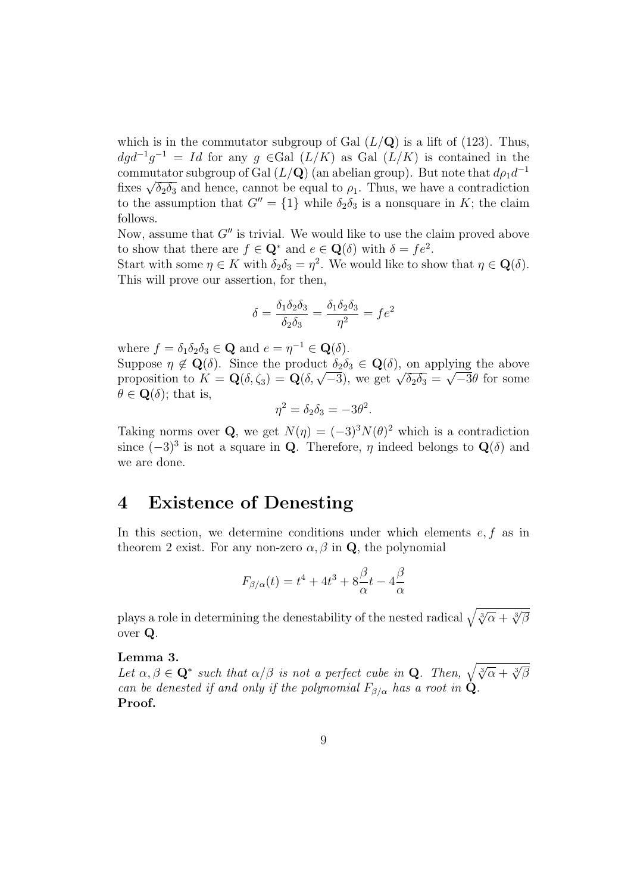which is in the commutator subgroup of Gal $(L/\mathbf{Q})$ is a lift of (123). Thus, $dgd^{-1}g^{-1} = Id$ for any $g \in$Gal $(L/K)$ as Gal $(L/K)$ is contained in the commutator subgroup of Gal $(L/\mathbf{Q})$ (an abelian group). But note that $d\rho_1 d^{-1}$ fixes $\sqrt{\delta_2\delta_3}$ and hence, cannot be equal to $\rho_1$. Thus, we have a contradiction to the assumption that $G'' = \{1\}$ while $\delta_2\delta_3$ is a nonsquare in $K$; the claim follows.

Now, assume that $G''$ is trivial. We would like to use the claim proved above to show that there are $f \in \mathbf{Q}^*$ and $e \in \mathbf{Q}(\delta)$ with $\delta = fe^2$.

Start with some $\eta \in K$ with $\delta_2\delta_3 = \eta^2$. We would like to show that $\eta \in \mathbf{Q}(\delta)$. This will prove our assertion, for then,

$$\delta = \frac{\delta_1\delta_2\delta_3}{\delta_2\delta_3} = \frac{\delta_1\delta_2\delta_3}{\eta^2} = fe^2$$

where $f = \delta_1\delta_2\delta_3 \in \mathbf{Q}$ and $e = \eta^{-1} \in \mathbf{Q}(\delta)$.

Suppose $\eta \notin \mathbf{Q}(\delta)$. Since the product $\delta_2\delta_3 \in \mathbf{Q}(\delta)$, on applying the above proposition to $K = \mathbf{Q}(\delta, \zeta_3) = \mathbf{Q}(\delta, \sqrt{-3})$, we get $\sqrt{\delta_2\delta_3} = \sqrt{-3}\theta$ for some $\theta \in \mathbf{Q}(\delta)$; that is,

$$\eta^2 = \delta_2\delta_3 = -3\theta^2.$$

Taking norms over $\mathbf{Q}$, we get $N(\eta) = (-3)^3 N(\theta)^2$ which is a contradiction since $(-3)^3$ is not a square in $\mathbf{Q}$. Therefore, $\eta$ indeed belongs to $\mathbf{Q}(\delta)$ and we are done.

# 4 Existence of Denesting

In this section, we determine conditions under which elements $e, f$ as in theorem 2 exist. For any non-zero $\alpha, \beta$ in $\mathbf{Q}$, the polynomial

$$F_{\beta/\alpha}(t) = t^4 + 4t^3 + 8\frac{\beta}{\alpha}t - 4\frac{\beta}{\alpha}$$

plays a role in determining the denestability of the nested radical $\sqrt{\sqrt[3]{\alpha} + \sqrt[3]{\beta}}$ over $\mathbf{Q}$.

**Lemma 3.**
*Let $\alpha, \beta \in \mathbf{Q}^*$ such that $\alpha/\beta$ is not a perfect cube in $\mathbf{Q}$. Then, $\sqrt{\sqrt[3]{\alpha} + \sqrt[3]{\beta}}$ can be denested if and only if the polynomial $F_{\beta/\alpha}$ has a root in $\mathbf{Q}$.*

**Proof.**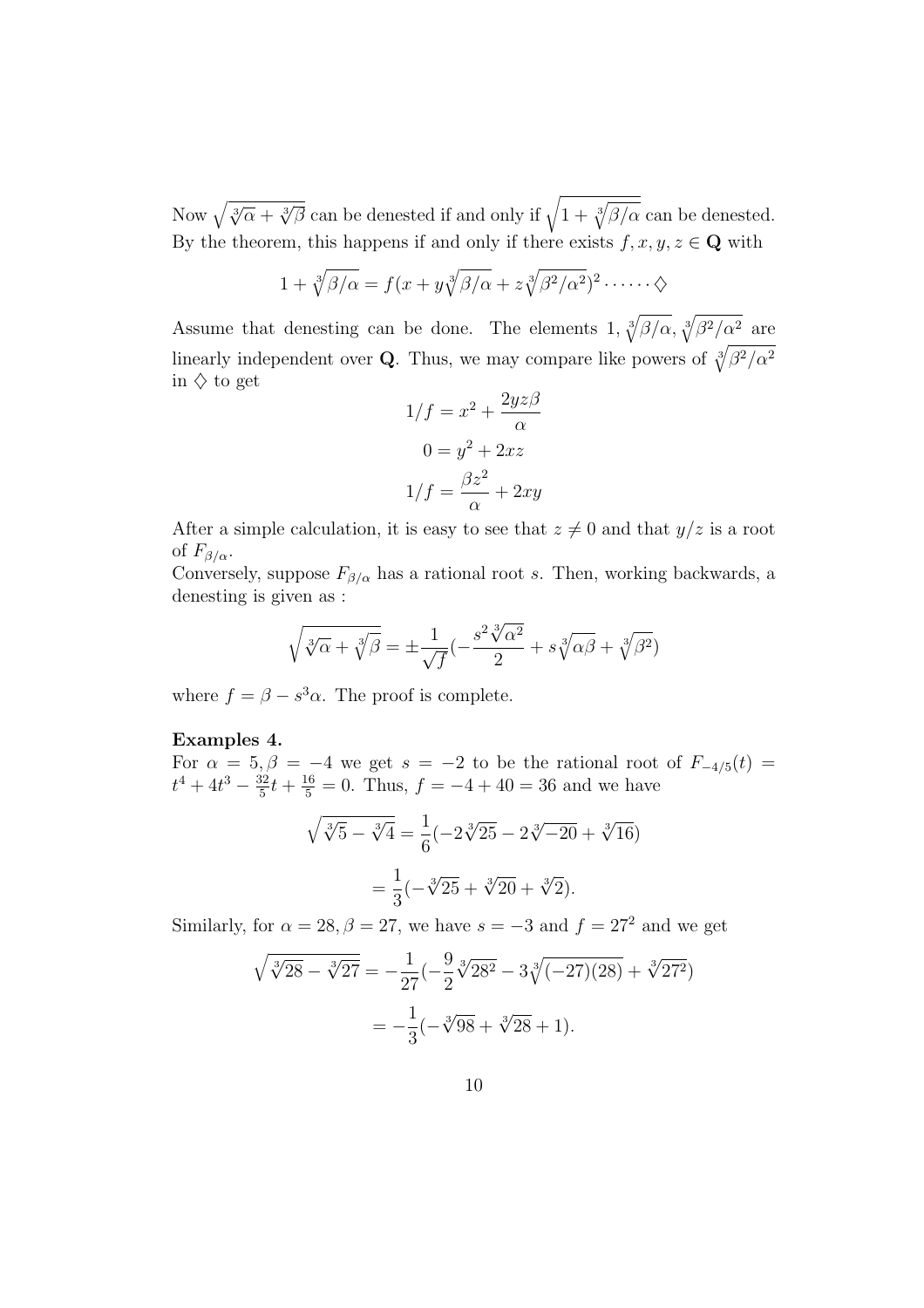Now $\sqrt{\sqrt[3]{\alpha}+\sqrt[3]{\beta}}$ can be denested if and only if $\sqrt{1+\sqrt[3]{\beta/\alpha}}$ can be denested. By the theorem, this happens if and only if there exists $f, x, y, z \in \mathbf{Q}$ with

$$1+\sqrt[3]{\beta/\alpha} = f(x+y\sqrt[3]{\beta/\alpha}+z\sqrt[3]{\beta^2/\alpha^2})^2 \cdots\cdots \diamondsuit$$

Assume that denesting can be done. The elements $1, \sqrt[3]{\beta/\alpha}, \sqrt[3]{\beta^2/\alpha^2}$ are linearly independent over $\mathbf{Q}$. Thus, we may compare like powers of $\sqrt[3]{\beta^2/\alpha^2}$ in $\diamondsuit$ to get

$$1/f = x^2 + \frac{2yz\beta}{\alpha}$$

$$0 = y^2 + 2xz$$

$$1/f = \frac{\beta z^2}{\alpha} + 2xy$$

After a simple calculation, it is easy to see that $z \neq 0$ and that $y/z$ is a root of $F_{\beta/\alpha}$.

Conversely, suppose $F_{\beta/\alpha}$ has a rational root $s$. Then, working backwards, a denesting is given as :

$$\sqrt{\sqrt[3]{\alpha}+\sqrt[3]{\beta}} = \pm\frac{1}{\sqrt{f}}\left(-\frac{s^2\sqrt[3]{\alpha^2}}{2}+s\sqrt[3]{\alpha\beta}+\sqrt[3]{\beta^2}\right)$$

where $f = \beta - s^3\alpha$. The proof is complete.

**Examples 4.**

For $\alpha = 5, \beta = -4$ we get $s = -2$ to be the rational root of $F_{-4/5}(t) = t^4 + 4t^3 - \frac{32}{5}t + \frac{16}{5} = 0$. Thus, $f = -4 + 40 = 36$ and we have

$$\sqrt{\sqrt[3]{5}-\sqrt[3]{4}} = \frac{1}{6}(-2\sqrt[3]{25} - 2\sqrt[3]{-20} + \sqrt[3]{16})$$

$$= \frac{1}{3}(-\sqrt[3]{25} + \sqrt[3]{20} + \sqrt[3]{2}).$$

Similarly, for $\alpha = 28, \beta = 27$, we have $s = -3$ and $f = 27^2$ and we get

$$\sqrt{\sqrt[3]{28}-\sqrt[3]{27}} = -\frac{1}{27}\left(-\frac{9}{2}\sqrt[3]{28^2} - 3\sqrt[3]{(-27)(28)} + \sqrt[3]{27^2}\right)$$

$$= -\frac{1}{3}(-\sqrt[3]{98} + \sqrt[3]{28} + 1).$$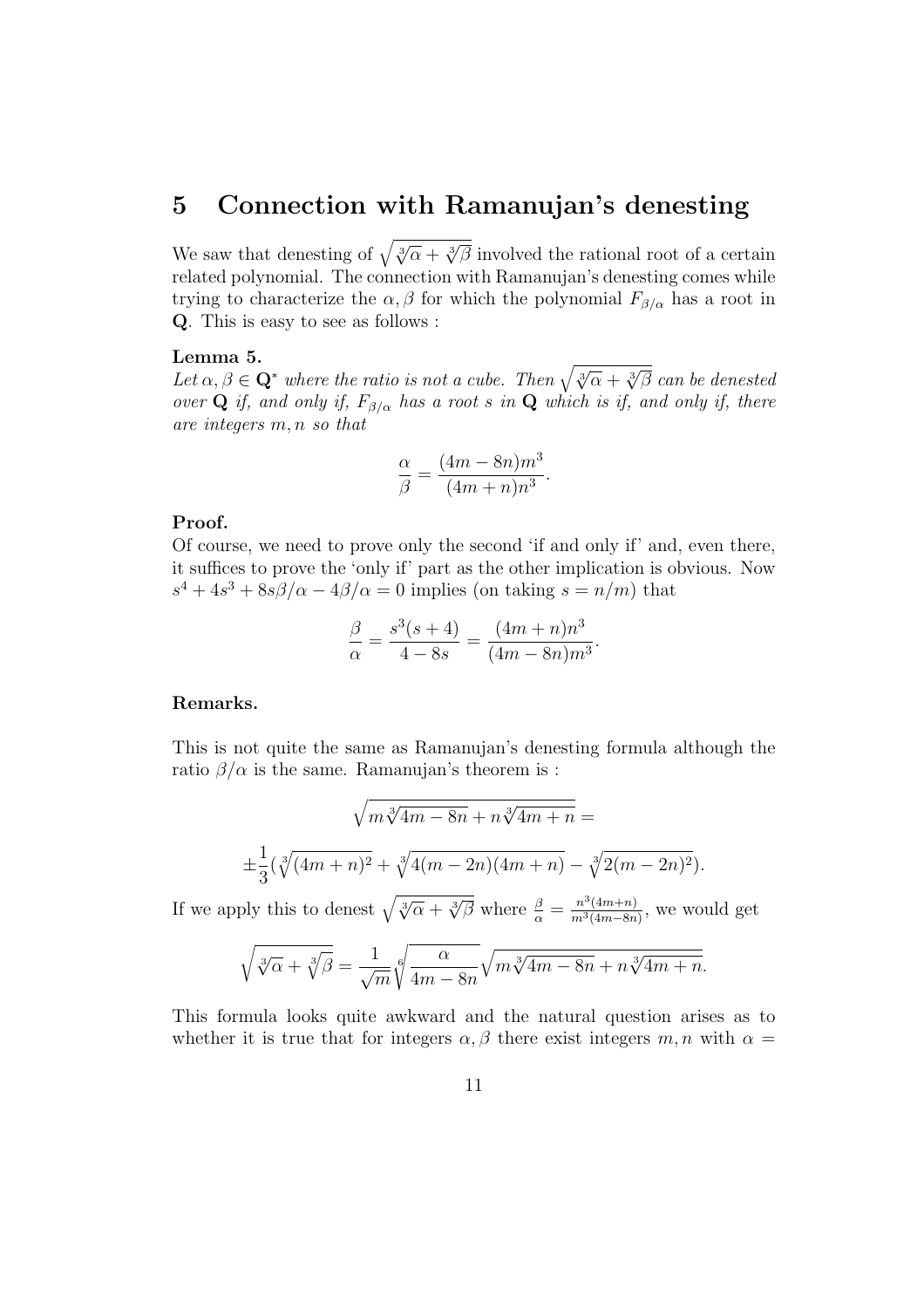## 5 Connection with Ramanujan's denesting

We saw that denesting of $\sqrt{\sqrt[3]{\alpha}+\sqrt[3]{\beta}}$ involved the rational root of a certain related polynomial. The connection with Ramanujan's denesting comes while trying to characterize the $\alpha, \beta$ for which the polynomial $F_{\beta/\alpha}$ has a root in $\mathbf{Q}$. This is easy to see as follows :

**Lemma 5.**
*Let $\alpha, \beta \in \mathbf{Q}^*$ where the ratio is not a cube. Then $\sqrt{\sqrt[3]{\alpha}+\sqrt[3]{\beta}}$ can be denested over $\mathbf{Q}$ if, and only if, $F_{\beta/\alpha}$ has a root $s$ in $\mathbf{Q}$ which is if, and only if, there are integers $m, n$ so that*

$$\frac{\alpha}{\beta} = \frac{(4m-8n)m^3}{(4m+n)n^3}.$$

**Proof.**
Of course, we need to prove only the second 'if and only if' and, even there, it suffices to prove the 'only if' part as the other implication is obvious. Now $s^4+4s^3+8s\beta/\alpha-4\beta/\alpha=0$ implies (on taking $s=n/m$) that

$$\frac{\beta}{\alpha} = \frac{s^3(s+4)}{4-8s} = \frac{(4m+n)n^3}{(4m-8n)m^3}.$$

**Remarks.**

This is not quite the same as Ramanujan's denesting formula although the ratio $\beta/\alpha$ is the same. Ramanujan's theorem is :

$$\sqrt{m\sqrt[3]{4m-8n}+n\sqrt[3]{4m+n}} =$$

$$\pm\frac{1}{3}\left(\sqrt[3]{(4m+n)^2}+\sqrt[3]{4(m-2n)(4m+n)}-\sqrt[3]{2(m-2n)^2}\right).$$

If we apply this to denest $\sqrt{\sqrt[3]{\alpha}+\sqrt[3]{\beta}}$ where $\frac{\beta}{\alpha}=\frac{n^3(4m+n)}{m^3(4m-8n)}$, we would get

$$\sqrt{\sqrt[3]{\alpha}+\sqrt[3]{\beta}} = \frac{1}{\sqrt{m}}\sqrt[6]{\frac{\alpha}{4m-8n}}\sqrt{m\sqrt[3]{4m-8n}+n\sqrt[3]{4m+n}}.$$

This formula looks quite awkward and the natural question arises as to whether it is true that for integers $\alpha, \beta$ there exist integers $m, n$ with $\alpha =$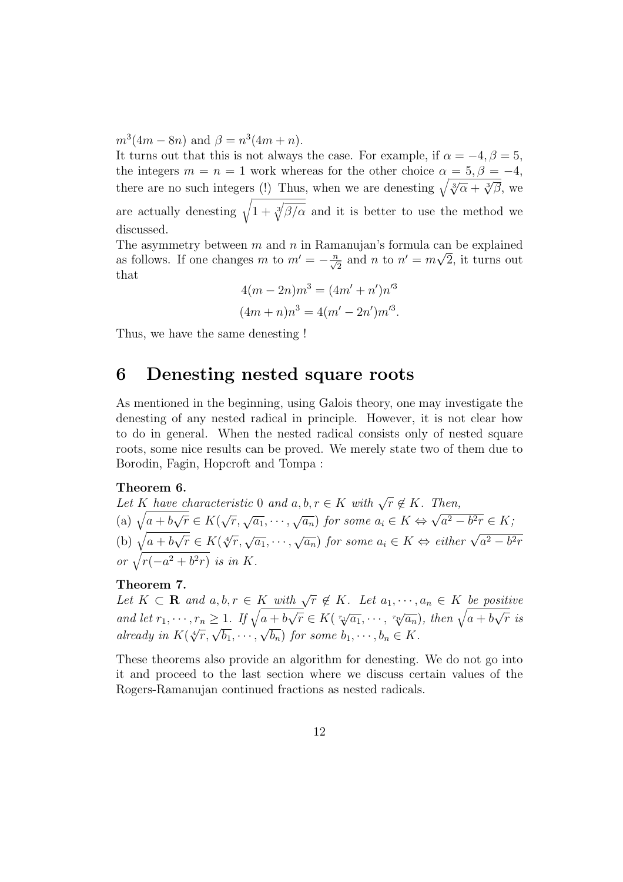$m^3(4m-8n)$ and $\beta = n^3(4m+n)$.

It turns out that this is not always the case. For example, if $\alpha = -4, \beta = 5$, the integers $m = n = 1$ work whereas for the other choice $\alpha = 5, \beta = -4$, there are no such integers (!) Thus, when we are denesting $\sqrt{\sqrt[3]{\alpha} + \sqrt[3]{\beta}}$, we are actually denesting $\sqrt{1 + \sqrt[3]{\beta/\alpha}}$ and it is better to use the method we discussed.

The asymmetry between $m$ and $n$ in Ramanujan's formula can be explained as follows. If one changes $m$ to $m' = -\frac{n}{\sqrt{2}}$ and $n$ to $n' = m\sqrt{2}$, it turns out that

$$4(m-2n)m^3 = (4m'+n')n'^3$$

$$(4m+n)n^3 = 4(m'-2n')m'^3.$$

Thus, we have the same denesting !

# 6 Denesting nested square roots

As mentioned in the beginning, using Galois theory, one may investigate the denesting of any nested radical in principle. However, it is not clear how to do in general. When the nested radical consists only of nested square roots, some nice results can be proved. We merely state two of them due to Borodin, Fagin, Hopcroft and Tompa :

**Theorem 6.**

*Let $K$ have characteristic 0 and $a, b, r \in K$ with $\sqrt{r} \notin K$. Then,*

*(a) $\sqrt{a + b\sqrt{r}} \in K(\sqrt{r}, \sqrt{a_1}, \cdots, \sqrt{a_n})$ for some $a_i \in K \Leftrightarrow \sqrt{a^2 - b^2 r} \in K$;*

*(b) $\sqrt{a + b\sqrt{r}} \in K(\sqrt[4]{r}, \sqrt{a_1}, \cdots, \sqrt{a_n})$ for some $a_i \in K \Leftrightarrow$ either $\sqrt{a^2 - b^2 r}$ or $\sqrt{r(-a^2 + b^2 r)}$ is in $K$.*

**Theorem 7.**

*Let $K \subset \mathbf{R}$ and $a, b, r \in K$ with $\sqrt{r} \notin K$. Let $a_1, \cdots, a_n \in K$ be positive and let $r_1, \cdots, r_n \geq 1$. If $\sqrt{a + b\sqrt{r}} \in K(\sqrt[r_1]{a_1}, \cdots, \sqrt[r_n]{a_n})$, then $\sqrt{a + b\sqrt{r}}$ is already in $K(\sqrt[4]{r}, \sqrt{b_1}, \cdots, \sqrt{b_n})$ for some $b_1, \cdots, b_n \in K$.*

These theorems also provide an algorithm for denesting. We do not go into it and proceed to the last section where we discuss certain values of the Rogers-Ramanujan continued fractions as nested radicals.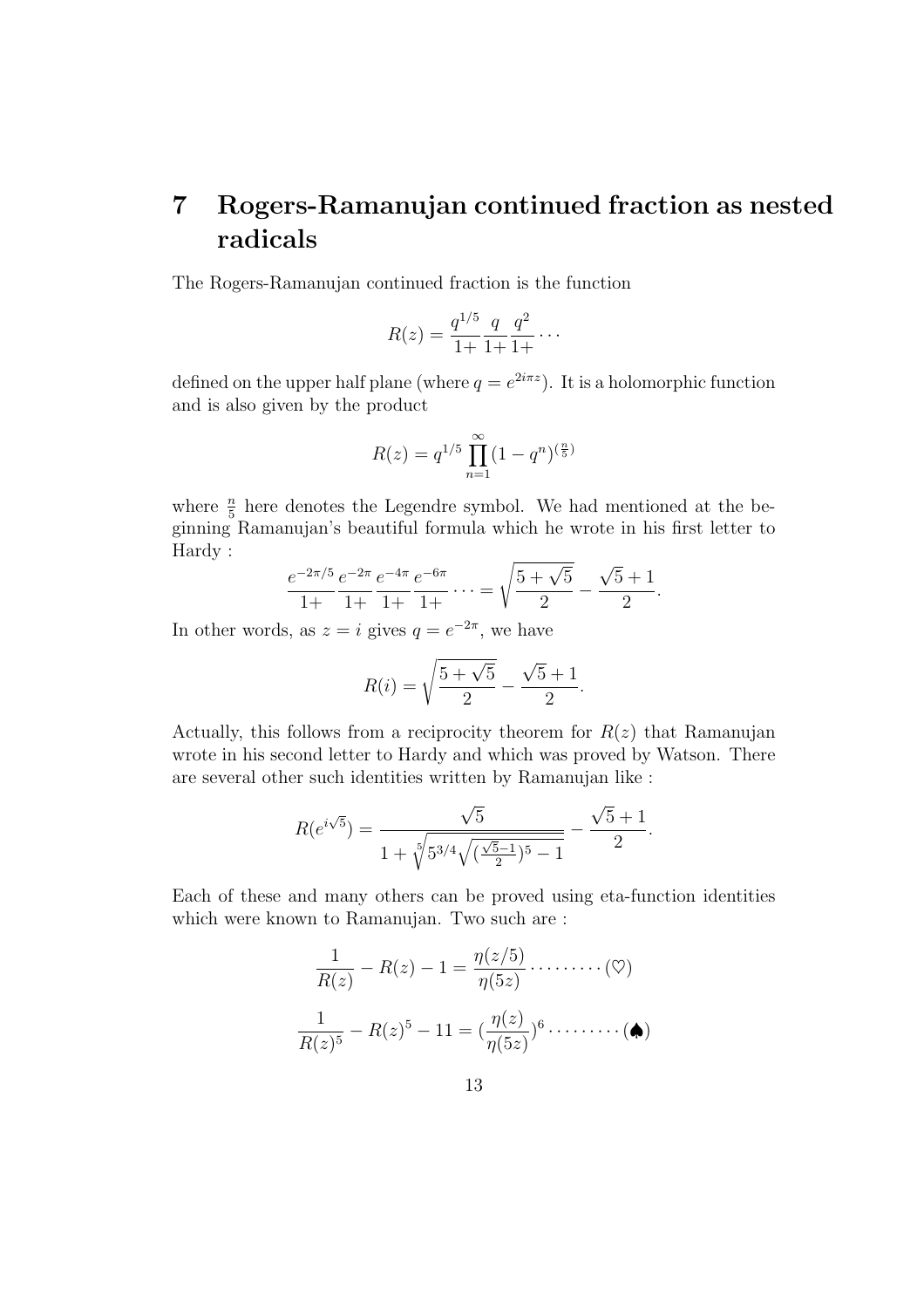# 7 Rogers-Ramanujan continued fraction as nested radicals

The Rogers-Ramanujan continued fraction is the function

$$R(z) = \frac{q^{1/5}}{1+} \frac{q}{1+} \frac{q^2}{1+} \cdots$$

defined on the upper half plane (where $q = e^{2i\pi z}$). It is a holomorphic function and is also given by the product

$$R(z) = q^{1/5} \prod_{n=1}^{\infty} (1 - q^n)^{(\frac{n}{5})}$$

where $\frac{n}{5}$ here denotes the Legendre symbol. We had mentioned at the beginning Ramanujan's beautiful formula which he wrote in his first letter to Hardy :

$$\frac{e^{-2\pi/5}}{1+} \frac{e^{-2\pi}}{1+} \frac{e^{-4\pi}}{1+} \frac{e^{-6\pi}}{1+} \cdots = \sqrt{\frac{5+\sqrt{5}}{2}} - \frac{\sqrt{5}+1}{2}.$$

In other words, as $z = i$ gives $q = e^{-2\pi}$, we have

$$R(i) = \sqrt{\frac{5+\sqrt{5}}{2}} - \frac{\sqrt{5}+1}{2}.$$

Actually, this follows from a reciprocity theorem for $R(z)$ that Ramanujan wrote in his second letter to Hardy and which was proved by Watson. There are several other such identities written by Ramanujan like :

$$R(e^{i\sqrt{5}}) = \frac{\sqrt{5}}{1 + \sqrt[5]{5^{3/4}\sqrt{(\frac{\sqrt{5}-1}{2})^5 - 1}}} - \frac{\sqrt{5}+1}{2}.$$

Each of these and many others can be proved using eta-function identities which were known to Ramanujan. Two such are :

$$\frac{1}{R(z)} - R(z) - 1 = \frac{\eta(z/5)}{\eta(5z)} \cdots\cdots\cdots (\heartsuit)$$

$$\frac{1}{R(z)^5} - R(z)^5 - 11 = (\frac{\eta(z)}{\eta(5z)})^6 \cdots\cdots\cdots (\spadesuit)$$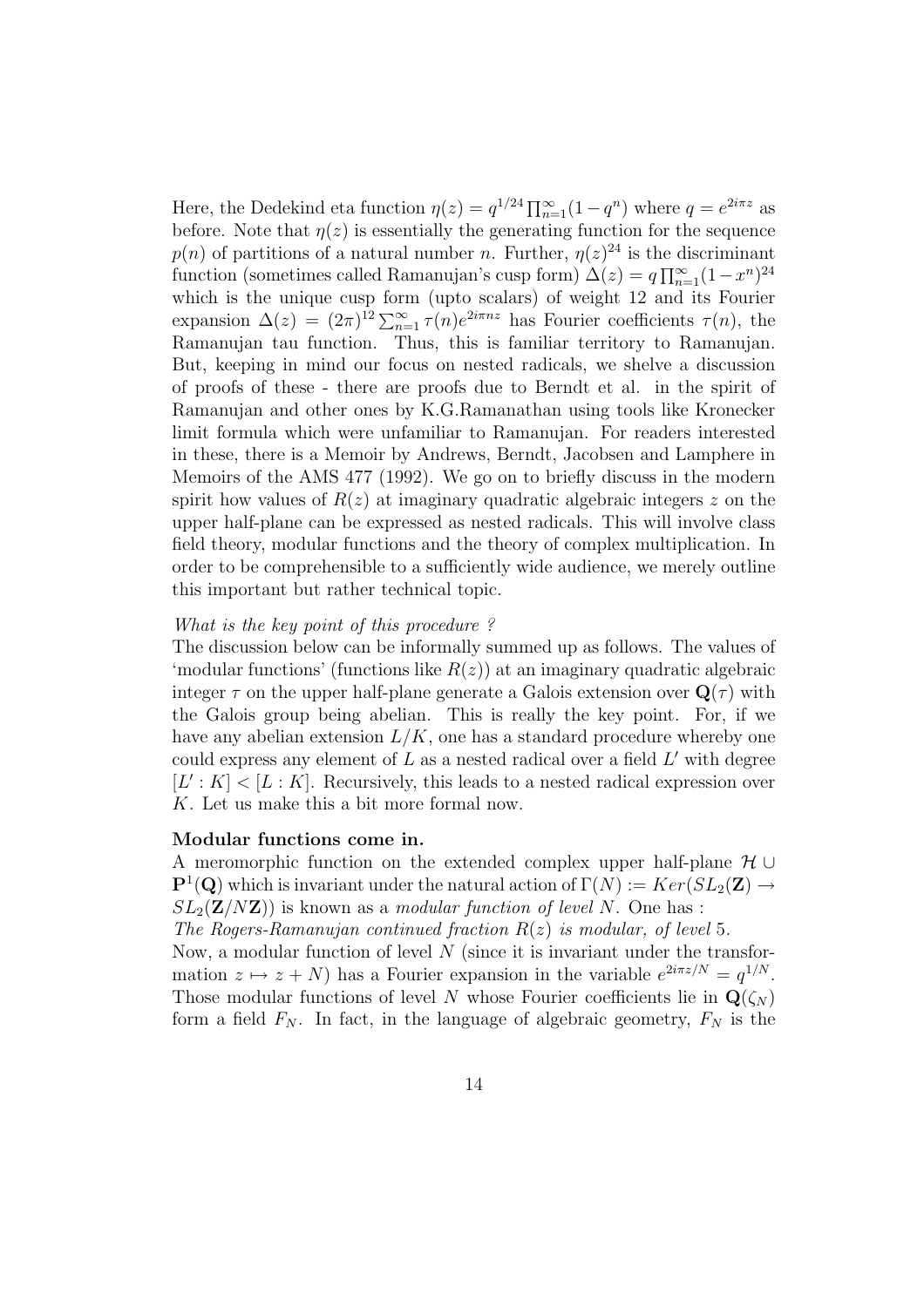Here, the Dedekind eta function $\eta(z) = q^{1/24} \prod_{n=1}^{\infty}(1-q^n)$ where $q = e^{2i\pi z}$ as before. Note that $\eta(z)$ is essentially the generating function for the sequence $p(n)$ of partitions of a natural number $n$. Further, $\eta(z)^{24}$ is the discriminant function (sometimes called Ramanujan's cusp form) $\Delta(z) = q \prod_{n=1}^{\infty}(1-x^n)^{24}$ which is the unique cusp form (upto scalars) of weight 12 and its Fourier expansion $\Delta(z) = (2\pi)^{12} \sum_{n=1}^{\infty} \tau(n) e^{2i\pi n z}$ has Fourier coefficients $\tau(n)$, the Ramanujan tau function. Thus, this is familiar territory to Ramanujan. But, keeping in mind our focus on nested radicals, we shelve a discussion of proofs of these - there are proofs due to Berndt et al. in the spirit of Ramanujan and other ones by K.G.Ramanathan using tools like Kronecker limit formula which were unfamiliar to Ramanujan. For readers interested in these, there is a Memoir by Andrews, Berndt, Jacobsen and Lamphere in Memoirs of the AMS 477 (1992). We go on to briefly discuss in the modern spirit how values of $R(z)$ at imaginary quadratic algebraic integers $z$ on the upper half-plane can be expressed as nested radicals. This will involve class field theory, modular functions and the theory of complex multiplication. In order to be comprehensible to a sufficiently wide audience, we merely outline this important but rather technical topic.

*What is the key point of this procedure ?*

The discussion below can be informally summed up as follows. The values of 'modular functions' (functions like $R(z)$) at an imaginary quadratic algebraic integer $\tau$ on the upper half-plane generate a Galois extension over $\mathbf{Q}(\tau)$ with the Galois group being abelian. This is really the key point. For, if we have any abelian extension $L/K$, one has a standard procedure whereby one could express any element of $L$ as a nested radical over a field $L'$ with degree $[L' : K] < [L : K]$. Recursively, this leads to a nested radical expression over $K$. Let us make this a bit more formal now.

**Modular functions come in.**

A meromorphic function on the extended complex upper half-plane $\mathcal{H} \cup \mathbf{P}^1(\mathbf{Q})$ which is invariant under the natural action of $\Gamma(N) := Ker(SL_2(\mathbf{Z}) \to SL_2(\mathbf{Z}/N\mathbf{Z}))$ is known as a *modular function of level* $N$. One has :

*The Rogers-Ramanujan continued fraction $R(z)$ is modular, of level 5.*

Now, a modular function of level $N$ (since it is invariant under the transformation $z \mapsto z + N$) has a Fourier expansion in the variable $e^{2i\pi z/N} = q^{1/N}$. Those modular functions of level $N$ whose Fourier coefficients lie in $\mathbf{Q}(\zeta_N)$ form a field $F_N$. In fact, in the language of algebraic geometry, $F_N$ is the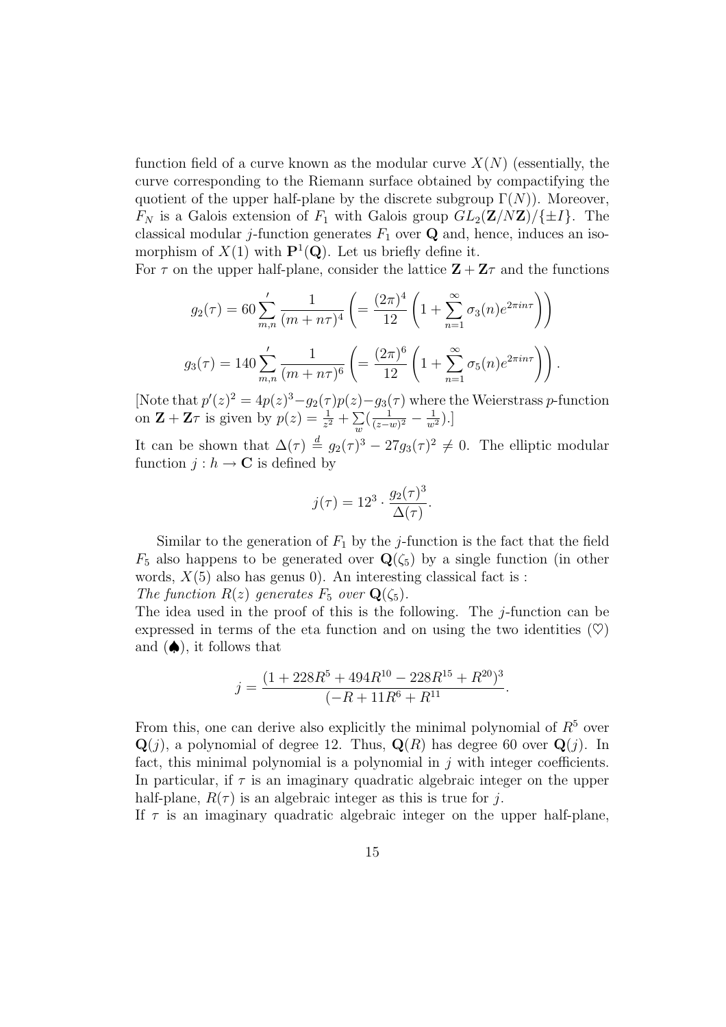function field of a curve known as the modular curve $X(N)$ (essentially, the curve corresponding to the Riemann surface obtained by compactifying the quotient of the upper half-plane by the discrete subgroup $\Gamma(N)$). Moreover, $F_N$ is a Galois extension of $F_1$ with Galois group $GL_2(\mathbf{Z}/N\mathbf{Z})/\{\pm I\}$. The classical modular $j$-function generates $F_1$ over $\mathbf{Q}$ and, hence, induces an isomorphism of $X(1)$ with $\mathbf{P}^1(\mathbf{Q})$. Let us briefly define it.

For $\tau$ on the upper half-plane, consider the lattice $\mathbf{Z} + \mathbf{Z}\tau$ and the functions

$$g_2(\tau) = 60 \sum_{m,n}{}' \frac{1}{(m+n\tau)^4} \left( = \frac{(2\pi)^4}{12} \left( 1 + \sum_{n=1}^{\infty} \sigma_3(n) e^{2\pi i n \tau} \right) \right)$$

$$g_3(\tau) = 140 \sum_{m,n}{}' \frac{1}{(m+n\tau)^6} \left( = \frac{(2\pi)^6}{12} \left( 1 + \sum_{n=1}^{\infty} \sigma_5(n) e^{2\pi i n \tau} \right) \right).$$

[Note that $p'(z)^2 = 4p(z)^3 - g_2(\tau)p(z) - g_3(\tau)$ where the Weierstrass $p$-function on $\mathbf{Z} + \mathbf{Z}\tau$ is given by $p(z) = \frac{1}{z^2} + \sum_{w} (\frac{1}{(z-w)^2} - \frac{1}{w^2})$.]

It can be shown that $\Delta(\tau) \stackrel{d}{=} g_2(\tau)^3 - 27g_3(\tau)^2 \neq 0$. The elliptic modular function $j : h \to \mathbf{C}$ is defined by

$$j(\tau) = 12^3 \cdot \frac{g_2(\tau)^3}{\Delta(\tau)}.$$

Similar to the generation of $F_1$ by the $j$-function is the fact that the field $F_5$ also happens to be generated over $\mathbf{Q}(\zeta_5)$ by a single function (in other words, $X(5)$ also has genus 0). An interesting classical fact is :

*The function $R(z)$ generates $F_5$ over $\mathbf{Q}(\zeta_5)$.*

The idea used in the proof of this is the following. The $j$-function can be expressed in terms of the eta function and on using the two identities ($\heartsuit$) and ($\spadesuit$), it follows that

$$j = \frac{(1 + 228R^5 + 494R^{10} - 228R^{15} + R^{20})^3}{(-R + 11R^6 + R^{11}}.$$

From this, one can derive also explicitly the minimal polynomial of $R^5$ over $\mathbf{Q}(j)$, a polynomial of degree 12. Thus, $\mathbf{Q}(R)$ has degree 60 over $\mathbf{Q}(j)$. In fact, this minimal polynomial is a polynomial in $j$ with integer coefficients. In particular, if $\tau$ is an imaginary quadratic algebraic integer on the upper half-plane, $R(\tau)$ is an algebraic integer as this is true for $j$.

If $\tau$ is an imaginary quadratic algebraic integer on the upper half-plane,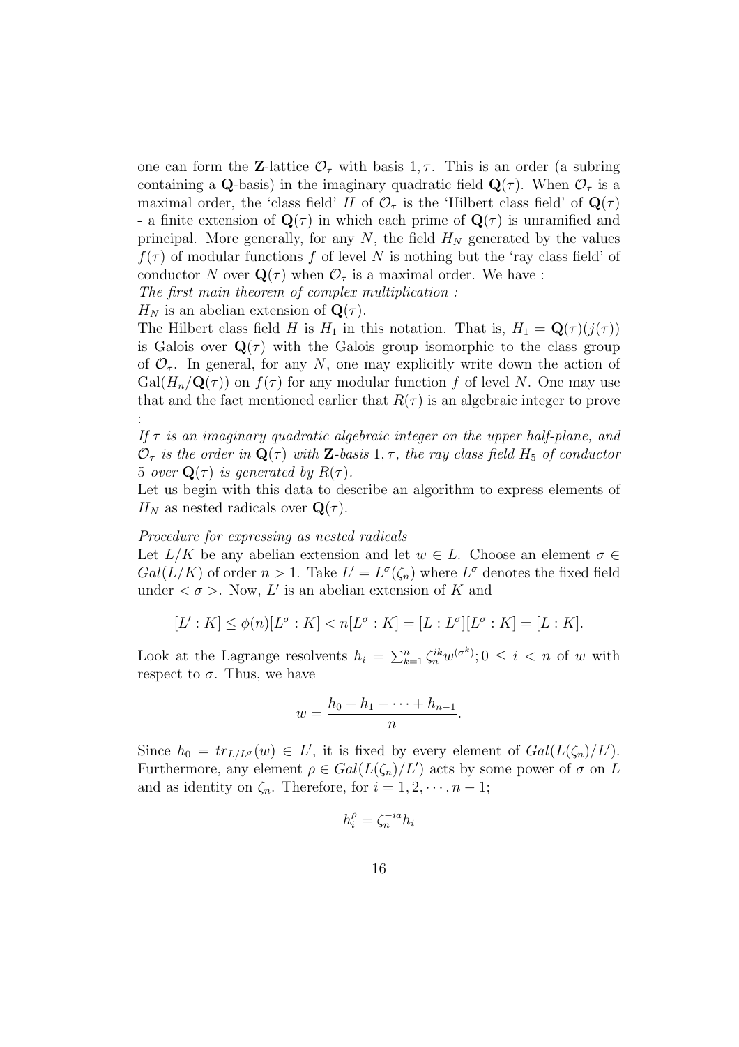one can form the $\mathbf{Z}$-lattice $\mathcal{O}_\tau$ with basis $1, \tau$. This is an order (a subring containing a $\mathbf{Q}$-basis) in the imaginary quadratic field $\mathbf{Q}(\tau)$. When $\mathcal{O}_\tau$ is a maximal order, the 'class field' $H$ of $\mathcal{O}_\tau$ is the 'Hilbert class field' of $\mathbf{Q}(\tau)$ - a finite extension of $\mathbf{Q}(\tau)$ in which each prime of $\mathbf{Q}(\tau)$ is unramified and principal. More generally, for any $N$, the field $H_N$ generated by the values $f(\tau)$ of modular functions $f$ of level $N$ is nothing but the 'ray class field' of conductor $N$ over $\mathbf{Q}(\tau)$ when $\mathcal{O}_\tau$ is a maximal order. We have :

*The first main theorem of complex multiplication :*

$H_N$ is an abelian extension of $\mathbf{Q}(\tau)$.

The Hilbert class field $H$ is $H_1$ in this notation. That is, $H_1 = \mathbf{Q}(\tau)(j(\tau))$ is Galois over $\mathbf{Q}(\tau)$ with the Galois group isomorphic to the class group of $\mathcal{O}_\tau$. In general, for any $N$, one may explicitly write down the action of $\mathrm{Gal}(H_n/\mathbf{Q}(\tau))$ on $f(\tau)$ for any modular function $f$ of level $N$. One may use that and the fact mentioned earlier that $R(\tau)$ is an algebraic integer to prove :

*If $\tau$ is an imaginary quadratic algebraic integer on the upper half-plane, and $\mathcal{O}_\tau$ is the order in $\mathbf{Q}(\tau)$ with $\mathbf{Z}$-basis $1, \tau$, the ray class field $H_5$ of conductor 5 over $\mathbf{Q}(\tau)$ is generated by $R(\tau)$.*

Let us begin with this data to describe an algorithm to express elements of $H_N$ as nested radicals over $\mathbf{Q}(\tau)$.

*Procedure for expressing as nested radicals*

Let $L/K$ be any abelian extension and let $w \in L$. Choose an element $\sigma \in Gal(L/K)$ of order $n > 1$. Take $L' = L^\sigma(\zeta_n)$ where $L^\sigma$ denotes the fixed field under $< \sigma >$. Now, $L'$ is an abelian extension of $K$ and

$$[L' : K] \leq \phi(n)[L^\sigma : K] < n[L^\sigma : K] = [L : L^\sigma][L^\sigma : K] = [L : K].$$

Look at the Lagrange resolvents $h_i = \sum_{k=1}^n \zeta_n^{ik} w^{(\sigma^k)}; 0 \leq i < n$ of $w$ with respect to $\sigma$. Thus, we have

$$w = \frac{h_0 + h_1 + \cdots + h_{n-1}}{n}.$$

Since $h_0 = tr_{L/L^\sigma}(w) \in L'$, it is fixed by every element of $Gal(L(\zeta_n)/L')$. Furthermore, any element $\rho \in Gal(L(\zeta_n)/L')$ acts by some power of $\sigma$ on $L$ and as identity on $\zeta_n$. Therefore, for $i = 1, 2, \cdots, n-1$;

$$h_i^\rho = \zeta_n^{-ia} h_i$$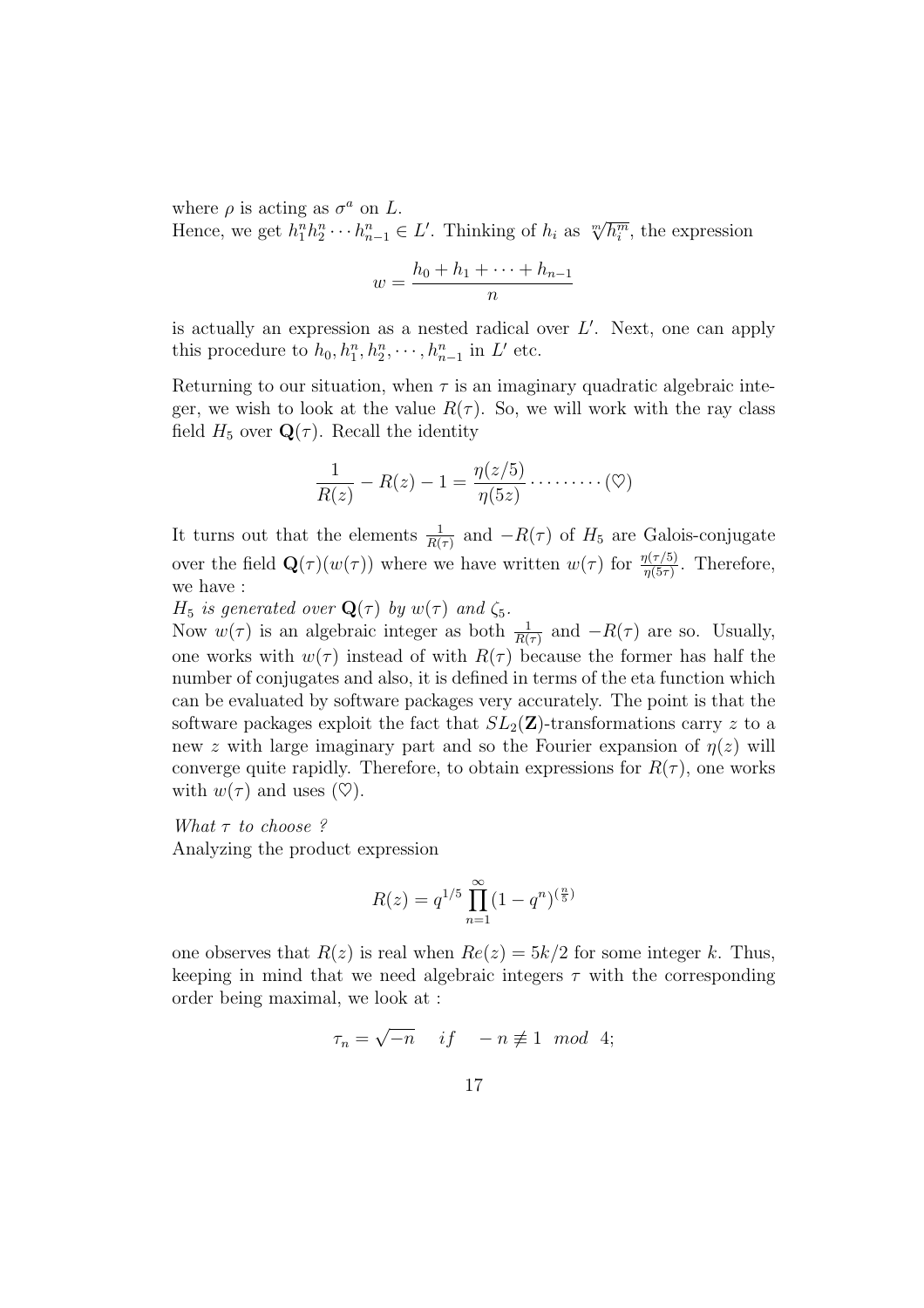where $\rho$ is acting as $\sigma^a$ on $L$.
Hence, we get $h_1^n h_2^n \cdots h_{n-1}^n \in L'$. Thinking of $h_i$ as $\sqrt[m]{h_i^m}$, the expression

$$w = \frac{h_0 + h_1 + \cdots + h_{n-1}}{n}$$

is actually an expression as a nested radical over $L'$. Next, one can apply this procedure to $h_0, h_1^n, h_2^n, \cdots, h_{n-1}^n$ in $L'$ etc.

Returning to our situation, when $\tau$ is an imaginary quadratic algebraic integer, we wish to look at the value $R(\tau)$. So, we will work with the ray class field $H_5$ over $\mathbf{Q}(\tau)$. Recall the identity

$$\frac{1}{R(z)} - R(z) - 1 = \frac{\eta(z/5)}{\eta(5z)} \cdots\cdots\cdots (\heartsuit)$$

It turns out that the elements $\frac{1}{R(\tau)}$ and $-R(\tau)$ of $H_5$ are Galois-conjugate over the field $\mathbf{Q}(\tau)(w(\tau))$ where we have written $w(\tau)$ for $\frac{\eta(\tau/5)}{\eta(5\tau)}$. Therefore, we have :

*$H_5$ is generated over $\mathbf{Q}(\tau)$ by $w(\tau)$ and $\zeta_5$.*

Now $w(\tau)$ is an algebraic integer as both $\frac{1}{R(\tau)}$ and $-R(\tau)$ are so. Usually, one works with $w(\tau)$ instead of with $R(\tau)$ because the former has half the number of conjugates and also, it is defined in terms of the eta function which can be evaluated by software packages very accurately. The point is that the software packages exploit the fact that $SL_2(\mathbf{Z})$-transformations carry $z$ to a new $z$ with large imaginary part and so the Fourier expansion of $\eta(z)$ will converge quite rapidly. Therefore, to obtain expressions for $R(\tau)$, one works with $w(\tau)$ and uses $(\heartsuit)$.

*What $\tau$ to choose ?*

Analyzing the product expression

$$R(z) = q^{1/5} \prod_{n=1}^{\infty} (1 - q^n)^{\left(\frac{n}{5}\right)}$$

one observes that $R(z)$ is real when $Re(z) = 5k/2$ for some integer $k$. Thus, keeping in mind that we need algebraic integers $\tau$ with the corresponding order being maximal, we look at :

$$\tau_n = \sqrt{-n} \quad if \quad -n \not\equiv 1 \mod 4;$$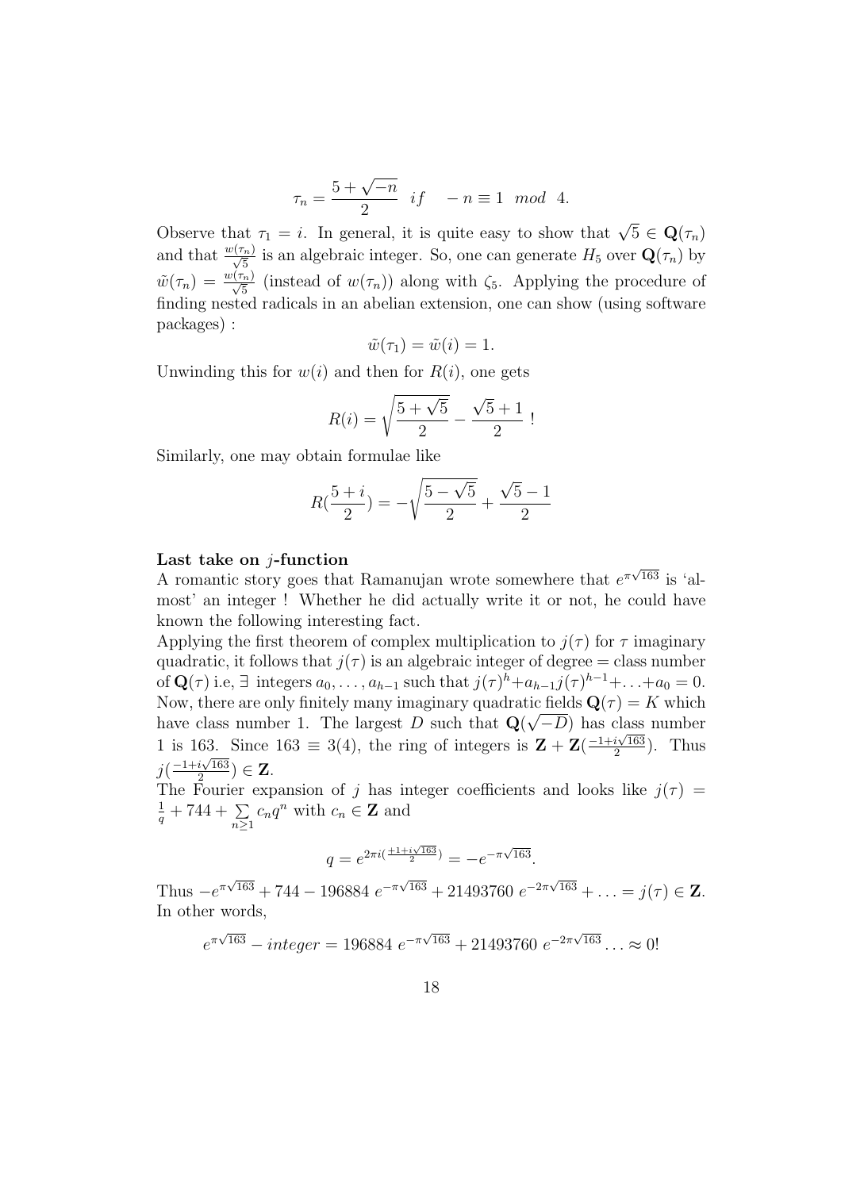$$\tau_n = \frac{5+\sqrt{-n}}{2} \quad if \quad -n \equiv 1 \mod 4.$$

Observe that $\tau_1 = i$. In general, it is quite easy to show that $\sqrt{5} \in \mathbf{Q}(\tau_n)$ and that $\frac{w(\tau_n)}{\sqrt{5}}$ is an algebraic integer. So, one can generate $H_5$ over $\mathbf{Q}(\tau_n)$ by $\tilde{w}(\tau_n) = \frac{w(\tau_n)}{\sqrt{5}}$ (instead of $w(\tau_n)$) along with $\zeta_5$. Applying the procedure of finding nested radicals in an abelian extension, one can show (using software packages) :

$$\tilde{w}(\tau_1) = \tilde{w}(i) = 1.$$

Unwinding this for $w(i)$ and then for $R(i)$, one gets

$$R(i) = \sqrt{\frac{5+\sqrt{5}}{2}} - \frac{\sqrt{5}+1}{2} \ !$$

Similarly, one may obtain formulae like

$$R(\frac{5+i}{2}) = -\sqrt{\frac{5-\sqrt{5}}{2}} + \frac{\sqrt{5}-1}{2}$$

**Last take on $j$-function**

A romantic story goes that Ramanujan wrote somewhere that $e^{\pi\sqrt{163}}$ is 'almost' an integer ! Whether he did actually write it or not, he could have known the following interesting fact.

Applying the first theorem of complex multiplication to $j(\tau)$ for $\tau$ imaginary quadratic, it follows that $j(\tau)$ is an algebraic integer of degree = class number of $\mathbf{Q}(\tau)$ i.e, $\exists$ integers $a_0, \ldots, a_{h-1}$ such that $j(\tau)^h + a_{h-1}j(\tau)^{h-1} + \ldots + a_0 = 0$. Now, there are only finitely many imaginary quadratic fields $\mathbf{Q}(\tau) = K$ which have class number 1. The largest $D$ such that $\mathbf{Q}(\sqrt{-D})$ has class number 1 is 163. Since $163 \equiv 3(4)$, the ring of integers is $\mathbf{Z} + \mathbf{Z}(\frac{-1+i\sqrt{163}}{2})$. Thus $j(\frac{-1+i\sqrt{163}}{2}) \in \mathbf{Z}$.

The Fourier expansion of $j$ has integer coefficients and looks like $j(\tau) = \frac{1}{q} + 744 + \sum_{n\geq 1} c_n q^n$ with $c_n \in \mathbf{Z}$ and

$$q = e^{2\pi i(\frac{\pm 1+i\sqrt{163}}{2})} = -e^{-\pi\sqrt{163}}.$$

Thus $-e^{\pi\sqrt{163}} + 744 - 196884\ e^{-\pi\sqrt{163}} + 21493760\ e^{-2\pi\sqrt{163}} + \ldots = j(\tau) \in \mathbf{Z}$. In other words,

$$e^{\pi\sqrt{163}} - integer = 196884\ e^{-\pi\sqrt{163}} + 21493760\ e^{-2\pi\sqrt{163}} \ldots \approx 0!$$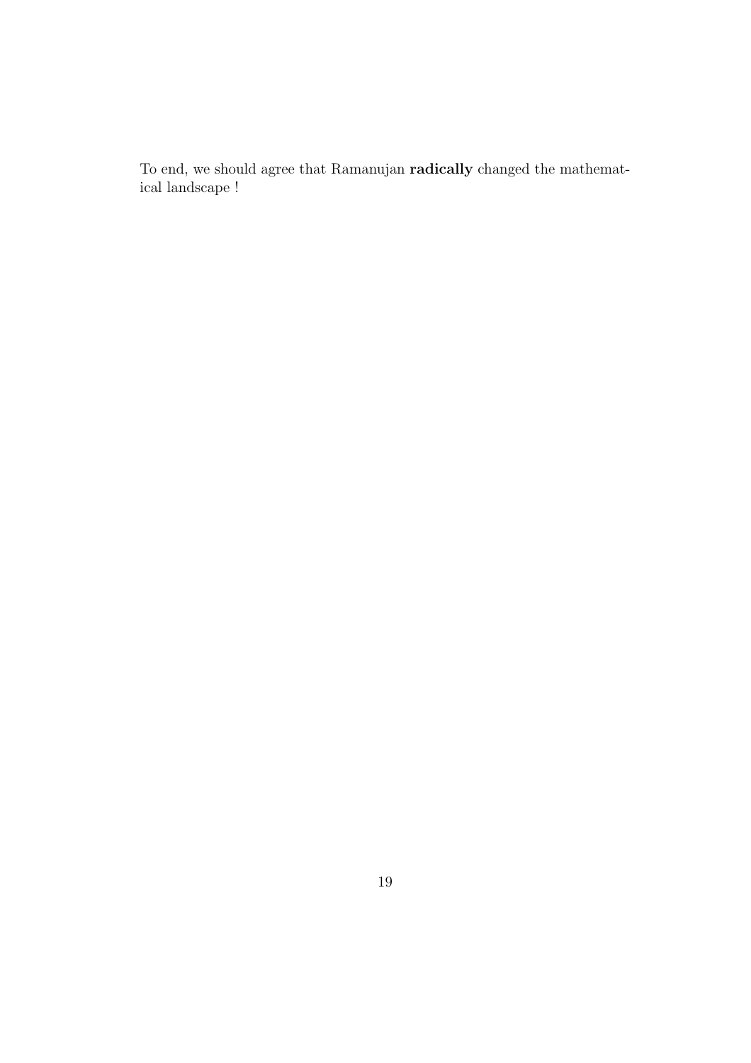To end, we should agree that Ramanujan **radically** changed the mathematical landscape !